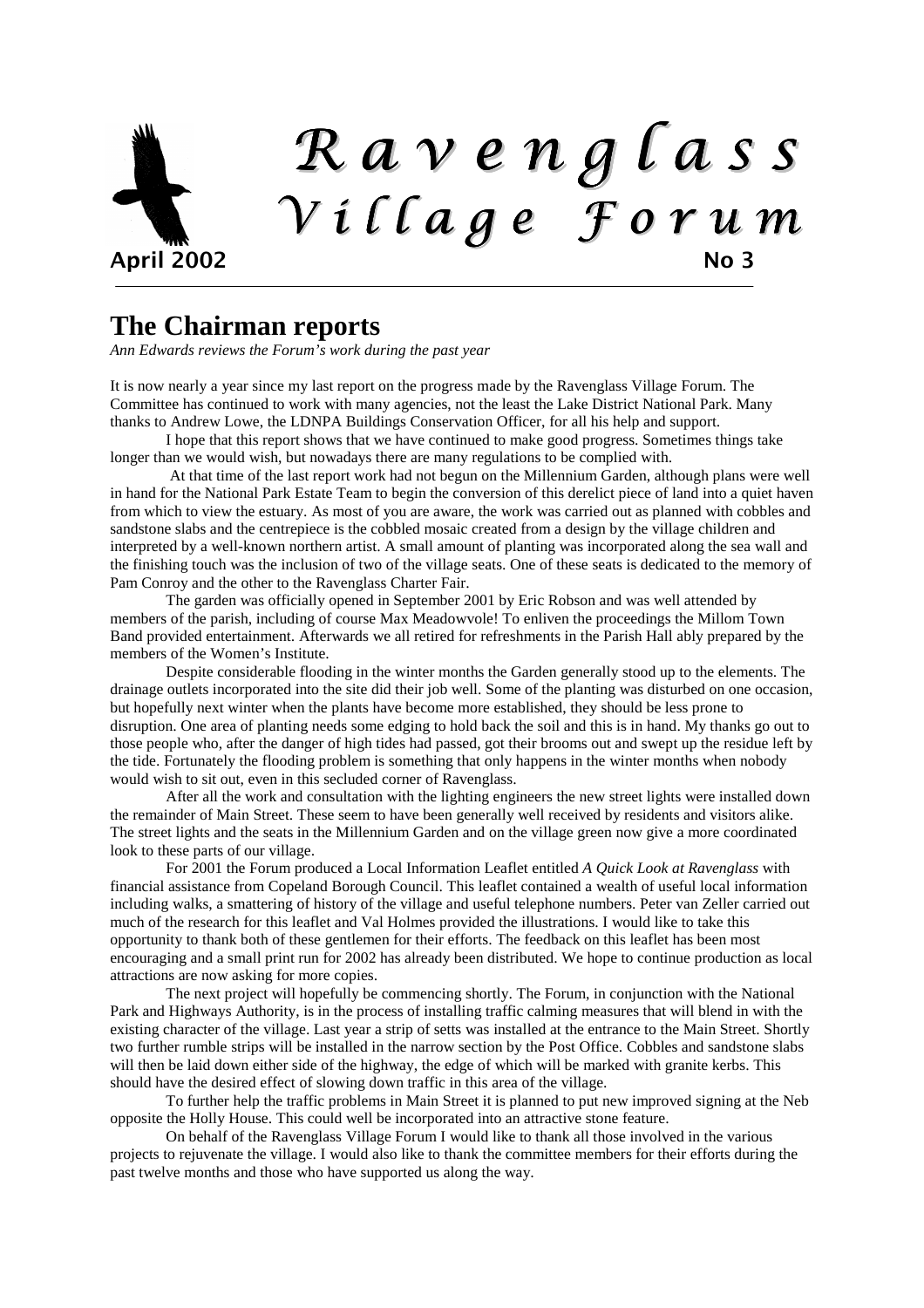# Ravenglass Village Forum

**April 2002** **No 3**

## The Chairman reports

*Ann Edwards reviews the Forum's work during the past year*

It is now nearly a year since my last report on the progress made by the Ravenglass Village Forum. The Committee has continued to work with many agencies, not the least the Lake District National Park. Many thanks to Andrew Lowe, the LDNPA Buildings Conservation Officer, for all his help and support.

I hope that this report shows that we have continued to make good progress. Sometimes things take longer than we would wish, but nowadays there are many regulations to be complied with.

At that time of the last report work had not begun on the Millennium Garden, although plans were well in hand for the National Park Estate Team to begin the conversion of this derelict piece of land into a quiet haven from which to view the estuary. As most of you are aware, the work was carried out as planned with cobbles and sandstone slabs and the centrepiece is the cobbled mosaic created from a design by the village children and interpreted by a well-known northern artist. A small amount of planting was incorporated along the sea wall and the finishing touch was the inclusion of two of the village seats. One of these seats is dedicated to the memory of Pam Conroy and the other to the Ravenglass Charter Fair.

The garden was officially opened in September 2001 by Eric Robson and was well attended by members of the parish, including of course Max Meadowvole! To enliven the proceedings the Millom Town Band provided entertainment. Afterwards we all retired for refreshments in the Parish Hall ably prepared by the members of the Women's Institute.

Despite considerable flooding in the winter months the Garden generally stood up to the elements. The drainage outlets incorporated into the site did their job well. Some of the planting was disturbed on one occasion, but hopefully next winter when the plants have become more established, they should be less prone to disruption. One area of planting needs some edging to hold back the soil and this is in hand. My thanks go out to those people who, after the danger of high tides had passed, got their brooms out and swept up the residue left by the tide. Fortunately the flooding problem is something that only happens in the winter months when nobody would wish to sit out, even in this secluded corner of Ravenglass.

After all the work and consultation with the lighting engineers the new street lights were installed down the remainder of Main Street. These seem to have been generally well received by residents and visitors alike. The street lights and the seats in the Millennium Garden and on the village green now give a more coordinated look to these parts of our village.

For 2001 the Forum produced a Local Information Leaflet entitled *A Quick Look at Ravenglass* with financial assistance from Copeland Borough Council. This leaflet contained a wealth of useful local information including walks, a smattering of history of the village and useful telephone numbers. Peter van Zeller carried out much of the research for this leaflet and Val Holmes provided the illustrations. I would like to take this opportunity to thank both of these gentlemen for their efforts. The feedback on this leaflet has been most encouraging and a small print run for 2002 has already been distributed. We hope to continue production as local attractions are now asking for more copies.

The next project will hopefully be commencing shortly. The Forum, in conjunction with the National Park and Highways Authority, is in the process of installing traffic calming measures that will blend in with the existing character of the village. Last year a strip of setts was installed at the entrance to the Main Street. Shortly two further rumble strips will be installed in the narrow section by the Post Office. Cobbles and sandstone slabs will then be laid down either side of the highway, the edge of which will be marked with granite kerbs. This should have the desired effect of slowing down traffic in this area of the village.

To further help the traffic problems in Main Street it is planned to put new improved signing at the Neb opposite the Holly House. This could well be incorporated into an attractive stone feature.

On behalf of the Ravenglass Village Forum I would like to thank all those involved in the various projects to rejuvenate the village. I would also like to thank the committee members for their efforts during the past twelve months and those who have supported us along the way.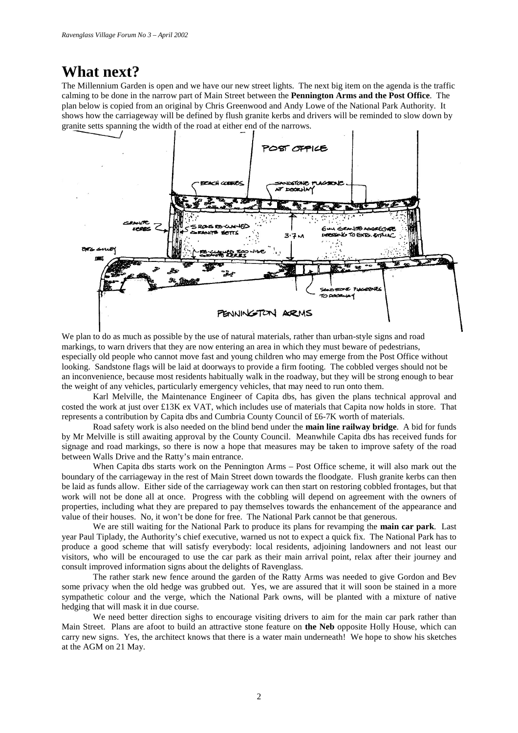# What next?

The Millennium Garden is open and we have our new street lights. The next big item on the agenda is the traffic calming to be done in the narrow part of Main Street between the **Pennington Arms and the Post Office**. The plan below is copied from an original by Chris Greenwood and Andy Lowe of the National Park Authority. It shows how the carriageway will be defined by flush granite kerbs and drivers will be reminded to slow down by granite setts spanning the width of the road at either end of the narrows.

We plan to do as much as possible by the use of natural materials, rather than urban-style signs and road markings, to warn drivers that they are now entering an area in which they must beware of pedestrians, especially old people who cannot move fast and young children who may emerge from the Post Office without looking. Sandstone flags will be laid at doorways to provide a firm footing. The cobbled verges should not be an inconvenience, because most residents habitually walk in the roadway, but they will be strong enough to bear the weight of any vehicles, particularly emergency vehicles, that may need to run onto them.

Karl Melville, the Maintenance Engineer of Capita dbs, has given the plans technical approval and costed the work at just over £13K ex VAT, which includes use of materials that Capita now holds in store. That represents a contribution by Capita dbs and Cumbria County Council of £6-7K worth of materials.

Road safety work is also needed on the blind bend under the **main line railway bridge**. A bid for funds by Mr Melville is still awaiting approval by the County Council. Meanwhile Capita dbs has received funds for signage and road markings, so there is now a hope that measures may be taken to improve safety of the road between Walls Drive and the Ratty's main entrance.

When Capita dbs starts work on the Pennington Arms – Post Office scheme, it will also mark out the boundary of the carriageway in the rest of Main Street down towards the floodgate. Flush granite kerbs can then be laid as funds allow. Either side of the carriageway work can then start on restoring cobbled frontages, but that work will not be done all at once. Progress with the cobbling will depend on agreement with the owners of properties, including what they are prepared to pay themselves towards the enhancement of the appearance and value of their houses. No, it won't be done for free. The National Park cannot be that generous.

We are still waiting for the National Park to produce its plans for revamping the **main car park**. Last year Paul Tiplady, the Authority's chief executive, warned us not to expect a quick fix. The National Park has to produce a good scheme that will satisfy everybody: local residents, adjoining landowners and not least our visitors, who will be encouraged to use the car park as their main arrival point, relax after their journey and consult improved information signs about the delights of Ravenglass.

The rather stark new fence around the garden of the Ratty Arms was needed to give Gordon and Bev some privacy when the old hedge was grubbed out. Yes, we are assured that it will soon be stained in a more sympathetic colour and the verge, which the National Park owns, will be planted with a mixture of native hedging that will mask it in due course.

We need better direction sighs to encourage visiting drivers to aim for the main car park rather than Main Street. Plans are afoot to build an attractive stone feature on **the Neb** opposite Holly House, which can carry new signs. Yes, the architect knows that there is a water main underneath! We hope to show his sketches at the AGM on 21 May.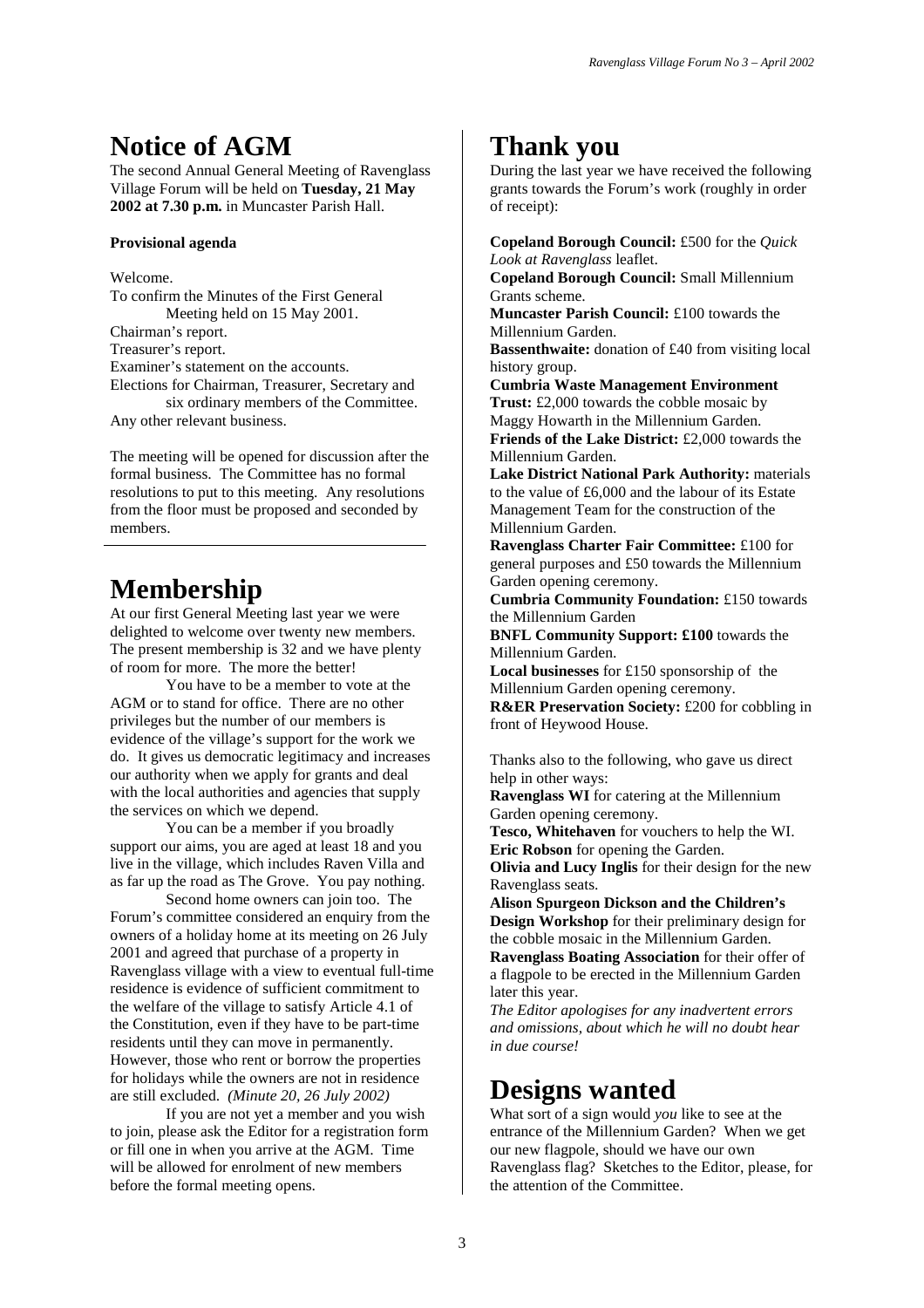# Notice of AGM

The second Annual General Meeting of Ravenglass Village Forum will be held on **Tuesday, 21 May 2002 at 7.30 p.m.** in Muncaster Parish Hall.

**Provisional agenda**

Welcome.
To confirm the Minutes of the First General Meeting held on 15 May 2001.
Chairman's report.
Treasurer's report.
Examiner's statement on the accounts.
Elections for Chairman, Treasurer, Secretary and six ordinary members of the Committee.
Any other relevant business.

The meeting will be opened for discussion after the formal business. The Committee has no formal resolutions to put to this meeting. Any resolutions from the floor must be proposed and seconded by members.

# Membership

At our first General Meeting last year we were delighted to welcome over twenty new members. The present membership is 32 and we have plenty of room for more. The more the better!

You have to be a member to vote at the AGM or to stand for office. There are no other privileges but the number of our members is evidence of the village's support for the work we do. It gives us democratic legitimacy and increases our authority when we apply for grants and deal with the local authorities and agencies that supply the services on which we depend.

You can be a member if you broadly support our aims, you are aged at least 18 and you live in the village, which includes Raven Villa and as far up the road as The Grove. You pay nothing.

Second home owners can join too. The Forum's committee considered an enquiry from the owners of a holiday home at its meeting on 26 July 2001 and agreed that purchase of a property in Ravenglass village with a view to eventual full-time residence is evidence of sufficient commitment to the welfare of the village to satisfy Article 4.1 of the Constitution, even if they have to be part-time residents until they can move in permanently. However, those who rent or borrow the properties for holidays while the owners are not in residence are still excluded. *(Minute 20, 26 July 2002)*

If you are not yet a member and you wish to join, please ask the Editor for a registration form or fill one in when you arrive at the AGM. Time will be allowed for enrolment of new members before the formal meeting opens.

# Thank you

During the last year we have received the following grants towards the Forum's work (roughly in order of receipt):

**Copeland Borough Council:** £500 for the *Quick Look at Ravenglass* leaflet.
**Copeland Borough Council:** Small Millennium Grants scheme.
**Muncaster Parish Council:** £100 towards the Millennium Garden.
**Bassenthwaite:** donation of £40 from visiting local history group.
**Cumbria Waste Management Environment Trust:** £2,000 towards the cobble mosaic by Maggy Howarth in the Millennium Garden.
**Friends of the Lake District:** £2,000 towards the Millennium Garden.
**Lake District National Park Authority:** materials to the value of £6,000 and the labour of its Estate Management Team for the construction of the Millennium Garden.
**Ravenglass Charter Fair Committee:** £100 for general purposes and £50 towards the Millennium Garden opening ceremony.
**Cumbria Community Foundation:** £150 towards the Millennium Garden
**BNFL Community Support: £100** towards the Millennium Garden.
**Local businesses** for £150 sponsorship of the Millennium Garden opening ceremony.
**R&ER Preservation Society:** £200 for cobbling in front of Heywood House.

Thanks also to the following, who gave us direct help in other ways:
**Ravenglass WI** for catering at the Millennium Garden opening ceremony.
**Tesco, Whitehaven** for vouchers to help the WI.
**Eric Robson** for opening the Garden.
**Olivia and Lucy Inglis** for their design for the new Ravenglass seats.
**Alison Spurgeon Dickson and the Children's Design Workshop** for their preliminary design for the cobble mosaic in the Millennium Garden.
**Ravenglass Boating Association** for their offer of a flagpole to be erected in the Millennium Garden later this year.
*The Editor apologises for any inadvertent errors and omissions, about which he will no doubt hear in due course!*

# Designs wanted

What sort of a sign would *you* like to see at the entrance of the Millennium Garden? When we get our new flagpole, should we have our own Ravenglass flag? Sketches to the Editor, please, for the attention of the Committee.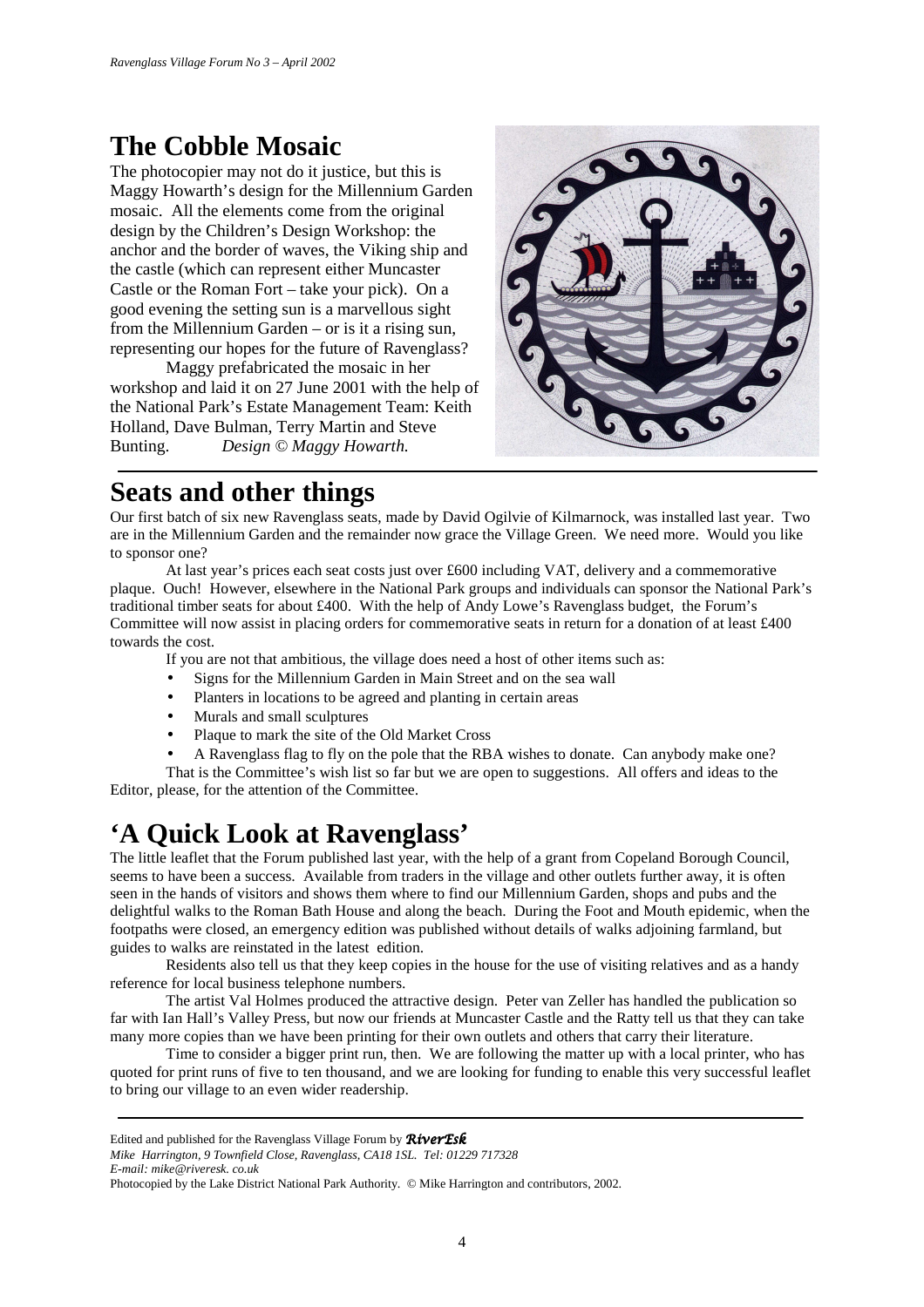## The Cobble Mosaic

The photocopier may not do it justice, but this is Maggy Howarth's design for the Millennium Garden mosaic. All the elements come from the original design by the Children's Design Workshop: the anchor and the border of waves, the Viking ship and the castle (which can represent either Muncaster Castle or the Roman Fort – take your pick). On a good evening the setting sun is a marvellous sight from the Millennium Garden – or is it a rising sun, representing our hopes for the future of Ravenglass?

Maggy prefabricated the mosaic in her workshop and laid it on 27 June 2001 with the help of the National Park's Estate Management Team: Keith Holland, Dave Bulman, Terry Martin and Steve Bunting. *Design © Maggy Howarth.*

## Seats and other things

Our first batch of six new Ravenglass seats, made by David Ogilvie of Kilmarnock, was installed last year. Two are in the Millennium Garden and the remainder now grace the Village Green. We need more. Would you like to sponsor one?

At last year's prices each seat costs just over £600 including VAT, delivery and a commemorative plaque. Ouch! However, elsewhere in the National Park groups and individuals can sponsor the National Park's traditional timber seats for about £400. With the help of Andy Lowe's Ravenglass budget, the Forum's Committee will now assist in placing orders for commemorative seats in return for a donation of at least £400 towards the cost.

If you are not that ambitious, the village does need a host of other items such as:

- Signs for the Millennium Garden in Main Street and on the sea wall
- Planters in locations to be agreed and planting in certain areas
- Murals and small sculptures
- Plaque to mark the site of the Old Market Cross
- A Ravenglass flag to fly on the pole that the RBA wishes to donate. Can anybody make one?

That is the Committee's wish list so far but we are open to suggestions. All offers and ideas to the Editor, please, for the attention of the Committee.

## 'A Quick Look at Ravenglass'

The little leaflet that the Forum published last year, with the help of a grant from Copeland Borough Council, seems to have been a success. Available from traders in the village and other outlets further away, it is often seen in the hands of visitors and shows them where to find our Millennium Garden, shops and pubs and the delightful walks to the Roman Bath House and along the beach. During the Foot and Mouth epidemic, when the footpaths were closed, an emergency edition was published without details of walks adjoining farmland, but guides to walks are reinstated in the latest edition.

Residents also tell us that they keep copies in the house for the use of visiting relatives and as a handy reference for local business telephone numbers.

The artist Val Holmes produced the attractive design. Peter van Zeller has handled the publication so far with Ian Hall's Valley Press, but now our friends at Muncaster Castle and the Ratty tell us that they can take many more copies than we have been printing for their own outlets and others that carry their literature.

Time to consider a bigger print run, then. We are following the matter up with a local printer, who has quoted for print runs of five to ten thousand, and we are looking for funding to enable this very successful leaflet to bring our village to an even wider readership.

---

Edited and published for the Ravenglass Village Forum by ***RiverEsk***
*Mike Harrington, 9 Townfield Close, Ravenglass, CA18 1SL. Tel: 01229 717328*
*E-mail: mike@riveresk. co.uk*
Photocopied by the Lake District National Park Authority. © Mike Harrington and contributors, 2002.